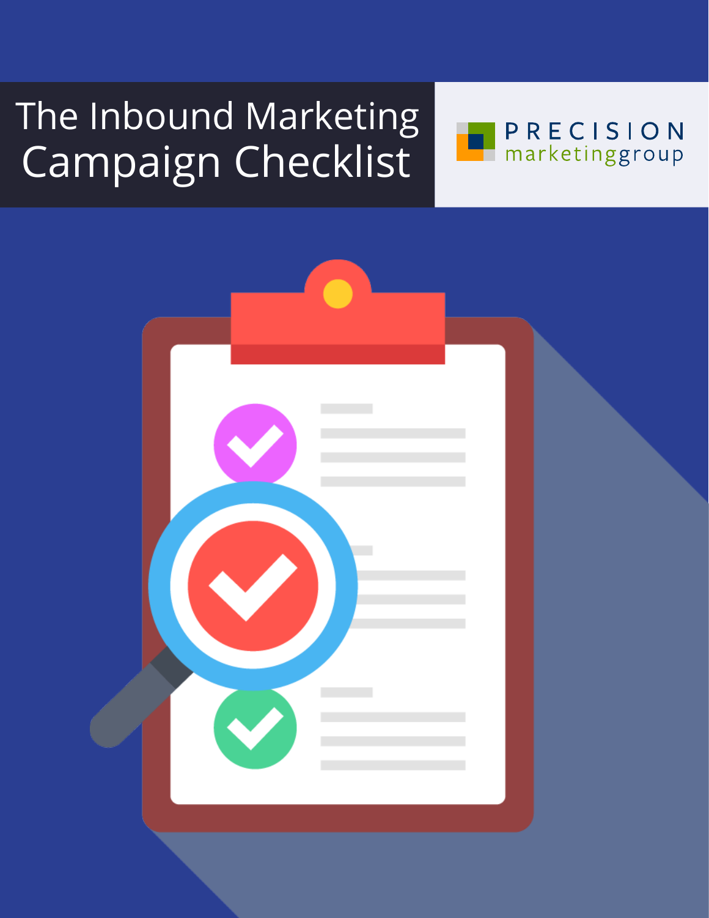# The Inbound Marketing Campaign Checklist

PRECISION marketinggroup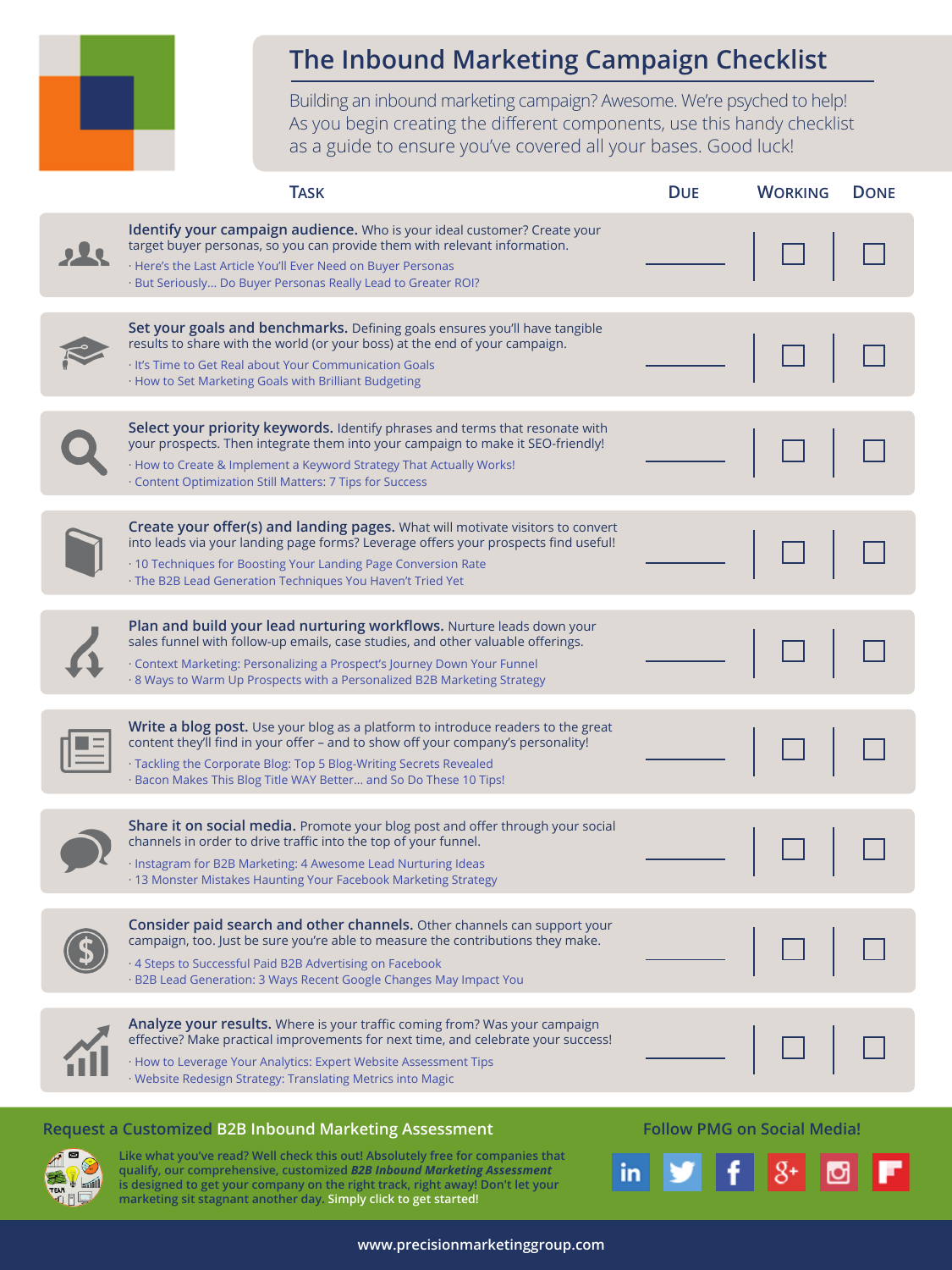# The Inbound Marketing Campaign Checklist

Building an inbound marketing campaign? Awesome. We're psyched to help! As you begin creating the different components, use this handy checklist as a guide to ensure you've covered all your bases. Good luck!

| Task | Due | Working | Done |
|---|---|---|---|
| **Identify your campaign audience.** Who is your ideal customer? Create your target buyer personas, so you can provide them with relevant information.<br>· Here's the Last Article You'll Ever Need on Buyer Personas<br>· But Seriously... Do Buyer Personas Really Lead to Greater ROI? | ______ | ☐ | ☐ |
| **Set your goals and benchmarks.** Defining goals ensures you'll have tangible results to share with the world (or your boss) at the end of your campaign.<br>· It's Time to Get Real about Your Communication Goals<br>· How to Set Marketing Goals with Brilliant Budgeting | ______ | ☐ | ☐ |
| **Select your priority keywords.** Identify phrases and terms that resonate with your prospects. Then integrate them into your campaign to make it SEO-friendly!<br>· How to Create & Implement a Keyword Strategy That Actually Works!<br>· Content Optimization Still Matters: 7 Tips for Success | ______ | ☐ | ☐ |
| **Create your offer(s) and landing pages.** What will motivate visitors to convert into leads via your landing page forms? Leverage offers your prospects find useful!<br>· 10 Techniques for Boosting Your Landing Page Conversion Rate<br>· The B2B Lead Generation Techniques You Haven't Tried Yet | ______ | ☐ | ☐ |
| **Plan and build your lead nurturing workflows.** Nurture leads down your sales funnel with follow-up emails, case studies, and other valuable offerings.<br>· Context Marketing: Personalizing a Prospect's Journey Down Your Funnel<br>· 8 Ways to Warm Up Prospects with a Personalized B2B Marketing Strategy | ______ | ☐ | ☐ |
| **Write a blog post.** Use your blog as a platform to introduce readers to the great content they'll find in your offer – and to show off your company's personality!<br>· Tackling the Corporate Blog: Top 5 Blog-Writing Secrets Revealed<br>· Bacon Makes This Blog Title WAY Better... and So Do These 10 Tips! | ______ | ☐ | ☐ |
| **Share it on social media.** Promote your blog post and offer through your social channels in order to drive traffic into the top of your funnel.<br>· Instagram for B2B Marketing: 4 Awesome Lead Nurturing Ideas<br>· 13 Monster Mistakes Haunting Your Facebook Marketing Strategy | ______ | ☐ | ☐ |
| **Consider paid search and other channels.** Other channels can support your campaign, too. Just be sure you're able to measure the contributions they make.<br>· 4 Steps to Successful Paid B2B Advertising on Facebook<br>· B2B Lead Generation: 3 Ways Recent Google Changes May Impact You | ______ | ☐ | ☐ |
| **Analyze your results.** Where is your traffic coming from? Was your campaign effective? Make practical improvements for next time, and celebrate your success!<br>· How to Leverage Your Analytics: Expert Website Assessment Tips<br>· Website Redesign Strategy: Translating Metrics into Magic | ______ | ☐ | ☐ |

## Request a Customized B2B Inbound Marketing Assessment

Like what you've read? Well check this out! Absolutely free for companies that qualify, our comprehensive, customized ***B2B Inbound Marketing Assessment*** is designed to get your company on the right track, right away! Don't let your marketing sit stagnant another day. **Simply click to get started!**

## Follow PMG on Social Media!

www.precisionmarketinggroup.com